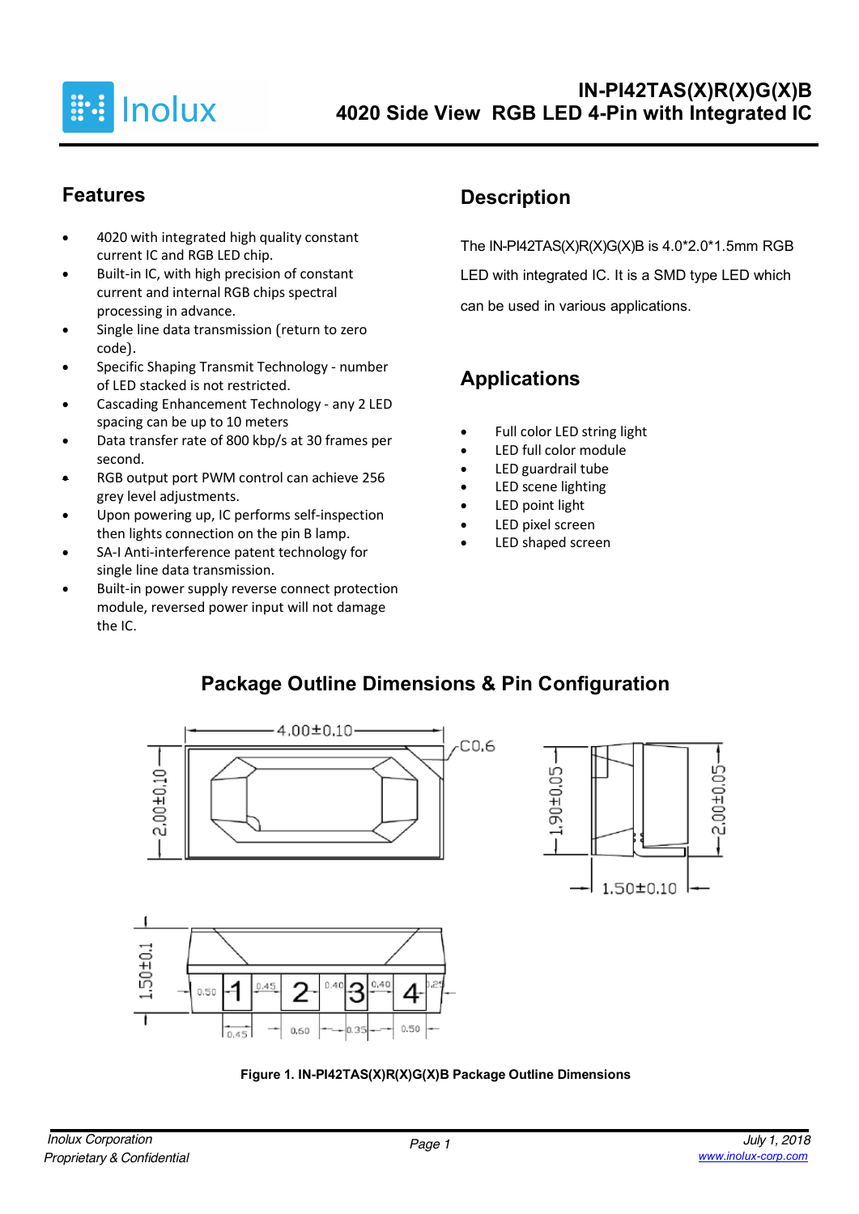# IN-PI42TAS(X)R(X)G(X)B

## 4020 Side View RGB LED 4-Pin with Integrated IC

## Features

- 4020 with integrated high quality constant current IC and RGB LED chip.
- Built-in IC, with high precision of constant current and internal RGB chips spectral processing in advance.
- Single line data transmission (return to zero code).
- Specific Shaping Transmit Technology - number of LED stacked is not restricted.
- Cascading Enhancement Technology - any 2 LED spacing can be up to 10 meters
- Data transfer rate of 800 kbp/s at 30 frames per second.
- RGB output port PWM control can achieve 256 grey level adjustments.
- Upon powering up, IC performs self-inspection then lights connection on the pin B lamp.
- SA-I Anti-interference patent technology for single line data transmission.
- Built-in power supply reverse connect protection module, reversed power input will not damage the IC.

## Description

The IN-PI42TAS(X)R(X)G(X)B is 4.0*2.0*1.5mm RGB LED with integrated IC. It is a SMD type LED which can be used in various applications.

## Applications

- Full color LED string light
- LED full color module
- LED guardrail tube
- LED scene lighting
- LED point light
- LED pixel screen
- LED shaped screen

## Package Outline Dimensions & Pin Configuration

4.00±0.10, 2.00±0.10, C0.6, 1.90±0.05, 2.00±0.05, 1.50±0.10, 1.50±0.1

1, 2, 3, 4; 0.50, 0.45, 0.40, 0.40, 0.25, 0.45, 0.60, 0.35, 0.50

**Figure 1. IN-PI42TAS(X)R(X)G(X)B Package Outline Dimensions**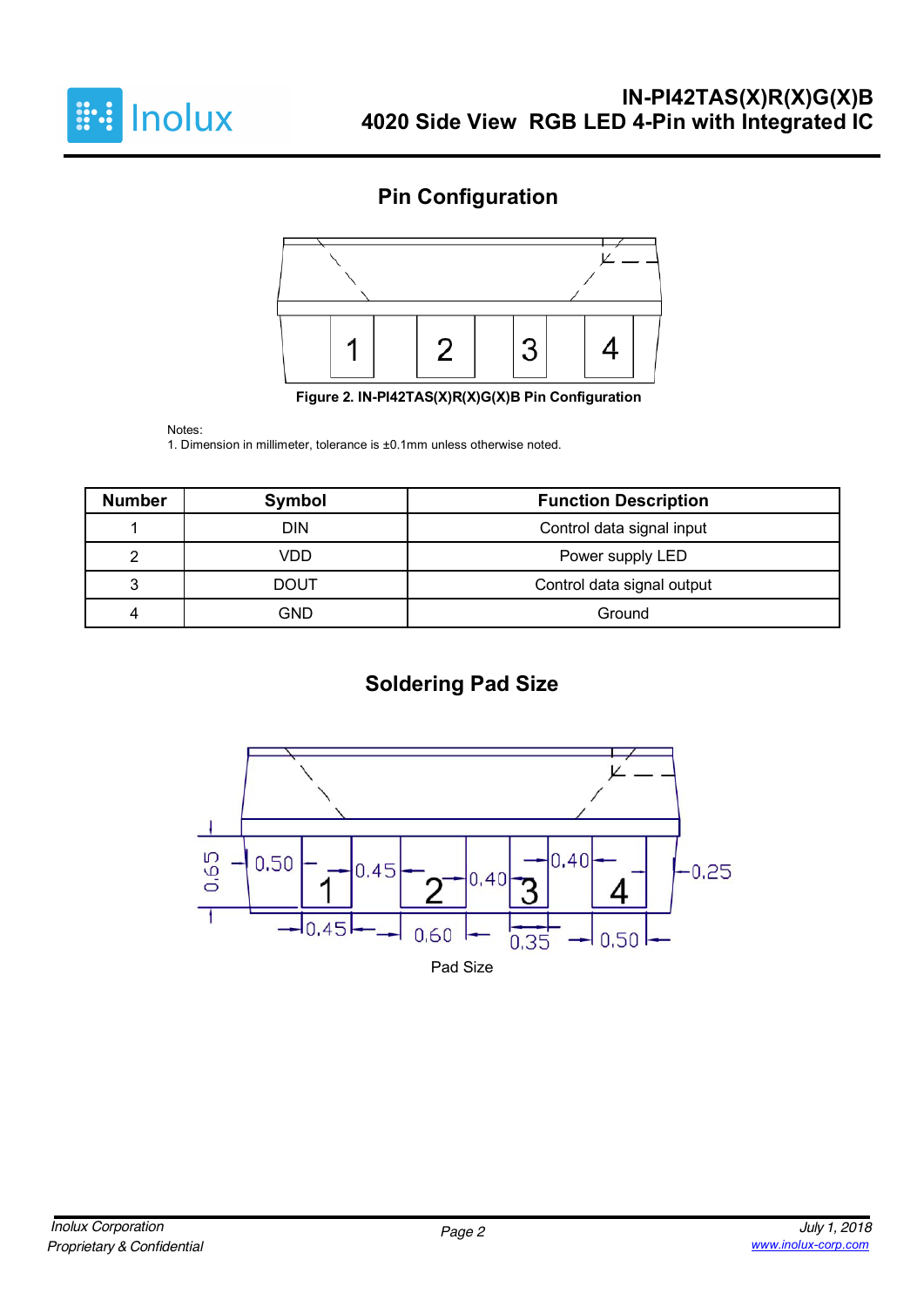## Pin Configuration

Figure 2. IN-PI42TAS(X)R(X)G(X)B Pin Configuration

Notes:
1. Dimension in millimeter, tolerance is ±0.1mm unless otherwise noted.

| Number | Symbol | Function Description |
|---|---|---|
| 1 | DIN | Control data signal input |
| 2 | VDD | Power supply LED |
| 3 | DOUT | Control data signal output |
| 4 | GND | Ground |

## Soldering Pad Size

Pad Size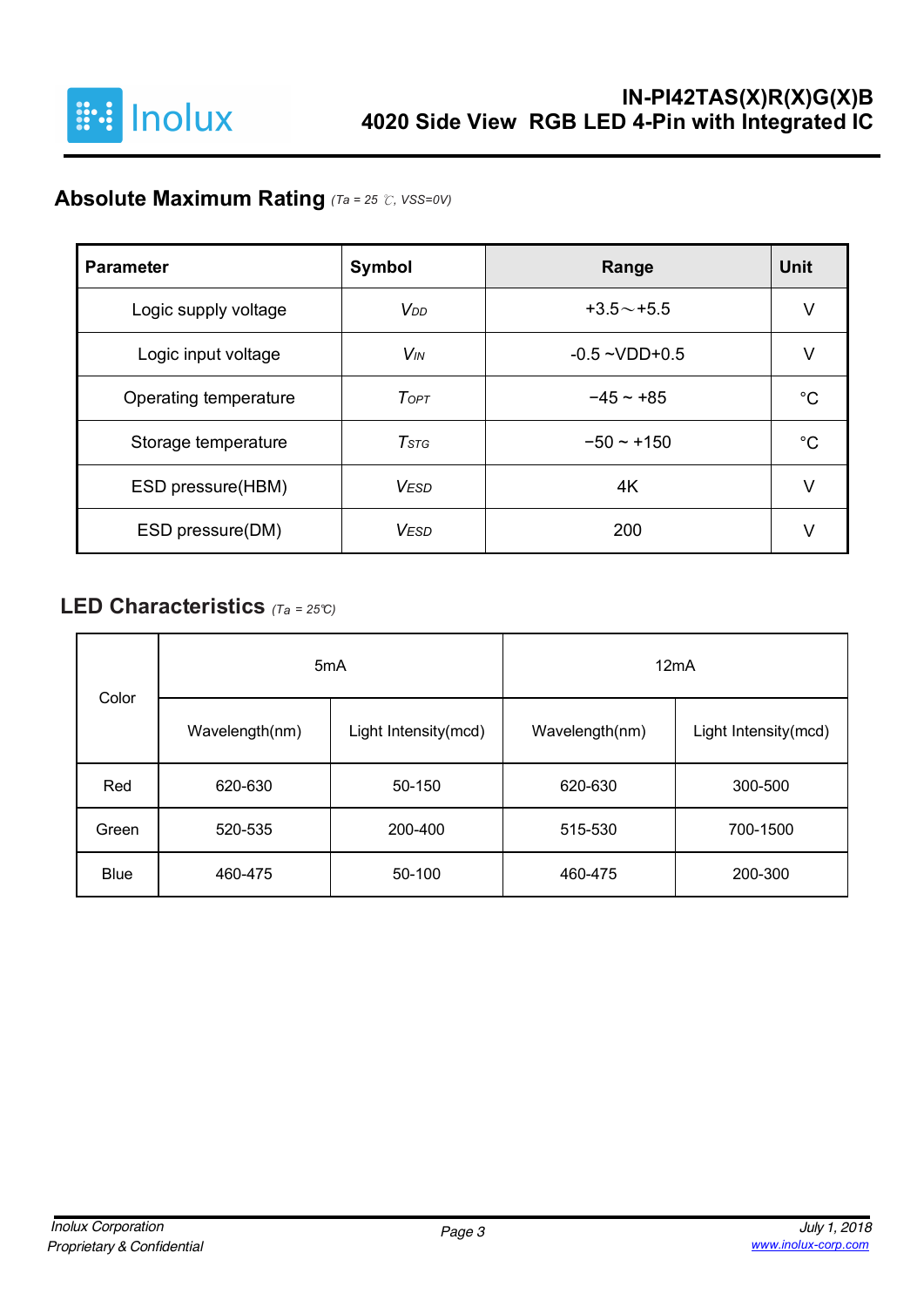## Absolute Maximum Rating *(Ta = 25 ℃, VSS=0V)*

| Parameter | Symbol | Range | Unit |
|---|---|---|---|
| Logic supply voltage | $V_{DD}$ | +3.5～+5.5 | V |
| Logic input voltage | $V_{IN}$ | -0.5 ~VDD+0.5 | V |
| Operating temperature | $T_{OPT}$ | −45 ~ +85 | °C |
| Storage temperature | $T_{STG}$ | −50 ~ +150 | °C |
| ESD pressure(HBM) | $V_{ESD}$ | 4K | V |
| ESD pressure(DM) | $V_{ESD}$ | 200 | V |

## LED Characteristics *(Ta = 25℃)*

| Color | 5mA | | 12mA | |
|---|---|---|---|---|
| | Wavelength(nm) | Light Intensity(mcd) | Wavelength(nm) | Light Intensity(mcd) |
| Red | 620-630 | 50-150 | 620-630 | 300-500 |
| Green | 520-535 | 200-400 | 515-530 | 700-1500 |
| Blue | 460-475 | 50-100 | 460-475 | 200-300 |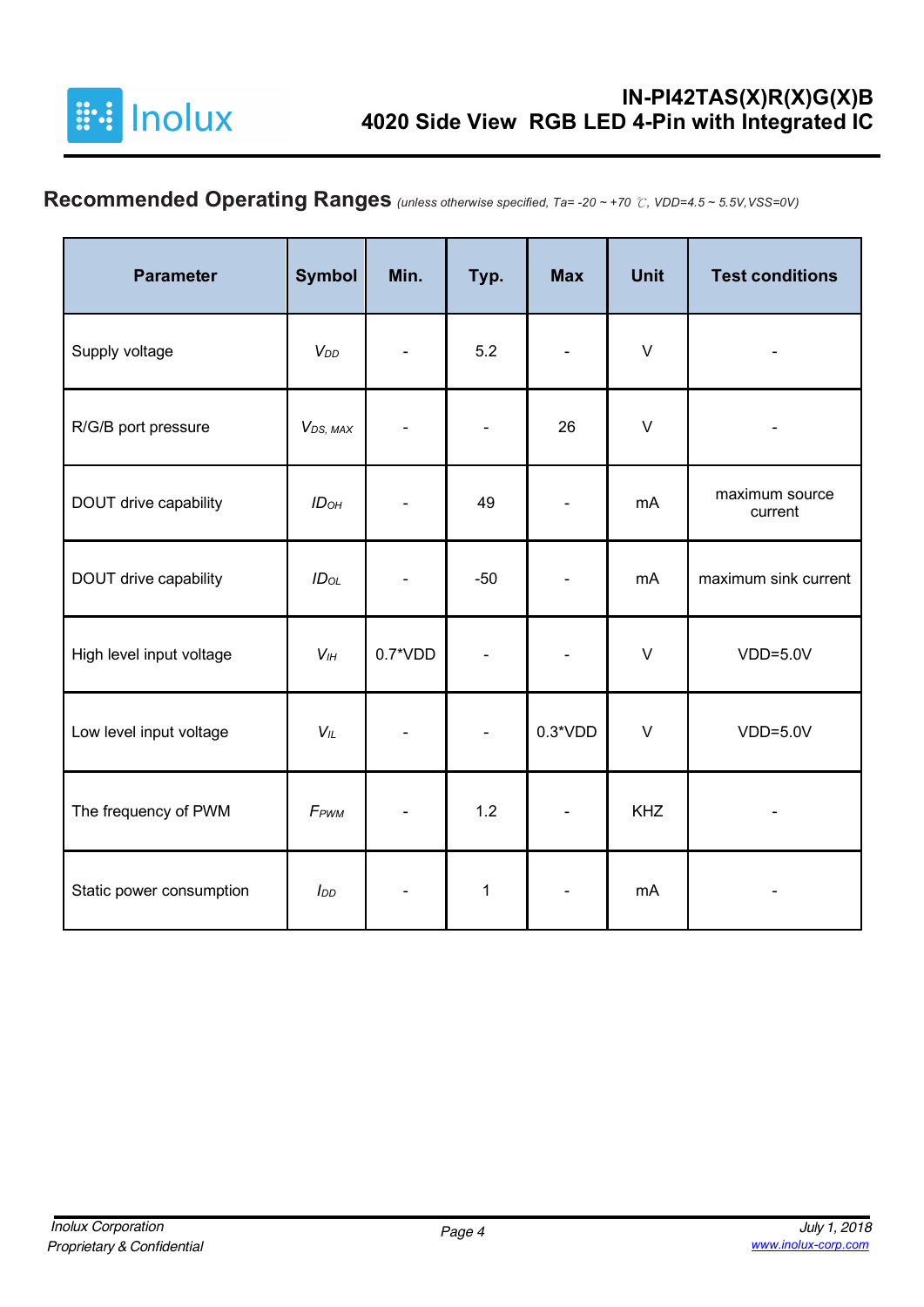## Recommended Operating Ranges *(unless otherwise specified, Ta= -20 ~ +70 ℃, VDD=4.5 ~ 5.5V,VSS=0V)*

| Parameter | Symbol | Min. | Typ. | Max | Unit | Test conditions |
|---|---|---|---|---|---|---|
| Supply voltage | $V_{DD}$ | - | 5.2 | - | V | - |
| R/G/B port pressure | $V_{DS,\ MAX}$ | - | - | 26 | V | - |
| DOUT drive capability | $ID_{OH}$ | - | 49 | - | mA | maximum source current |
| DOUT drive capability | $ID_{OL}$ | - | -50 | - | mA | maximum sink current |
| High level input voltage | $V_{IH}$ | 0.7*VDD | - | - | V | VDD=5.0V |
| Low level input voltage | $V_{IL}$ | - | - | 0.3*VDD | V | VDD=5.0V |
| The frequency of PWM | $F_{PWM}$ | - | 1.2 | - | KHZ | - |
| Static power consumption | $I_{DD}$ | - | 1 | - | mA | - |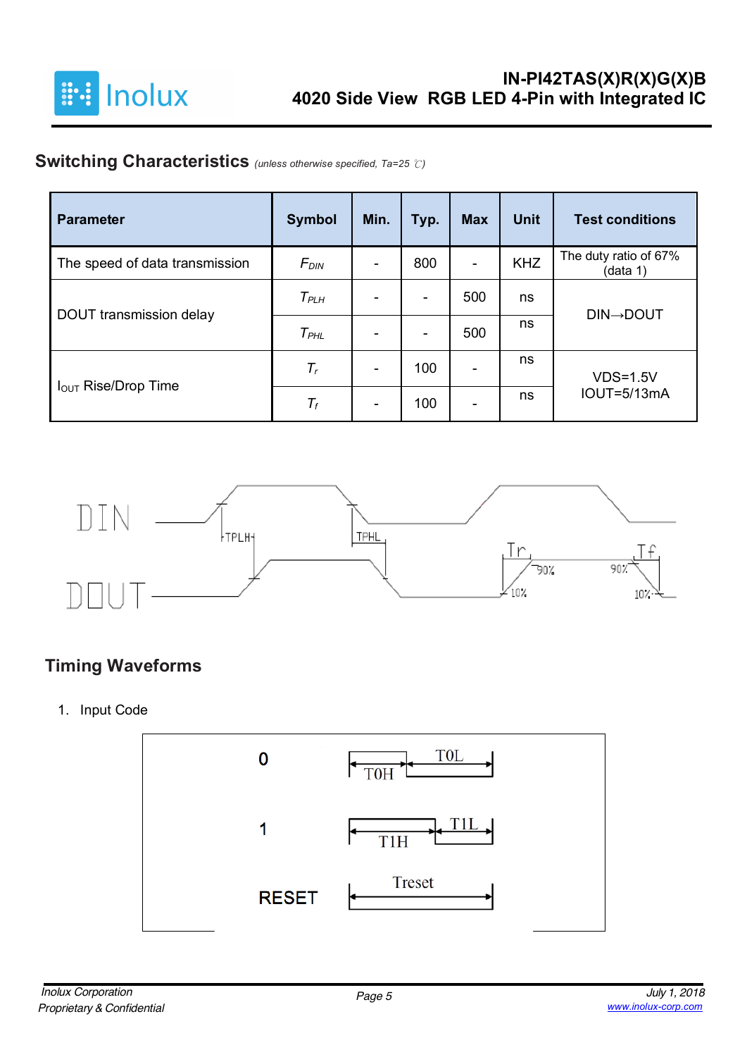## Switching Characteristics *(unless otherwise specified, Ta=25 ℃)*

| Parameter | Symbol | Min. | Typ. | Max | Unit | Test conditions |
|---|---|---|---|---|---|---|
| The speed of data transmission | $F_{DIN}$ | - | 800 | - | KHZ | The duty ratio of 67% (data 1) |
| DOUT transmission delay | $T_{PLH}$ | - | - | 500 | ns | DIN→DOUT |
| | $T_{PHL}$ | - | - | 500 | ns | |
| $I_{OUT}$ Rise/Drop Time | $T_r$ | - | 100 | - | ns | VDS=1.5V IOUT=5/13mA |
| | $T_f$ | - | 100 | - | ns | |

## Timing Waveforms

1. Input Code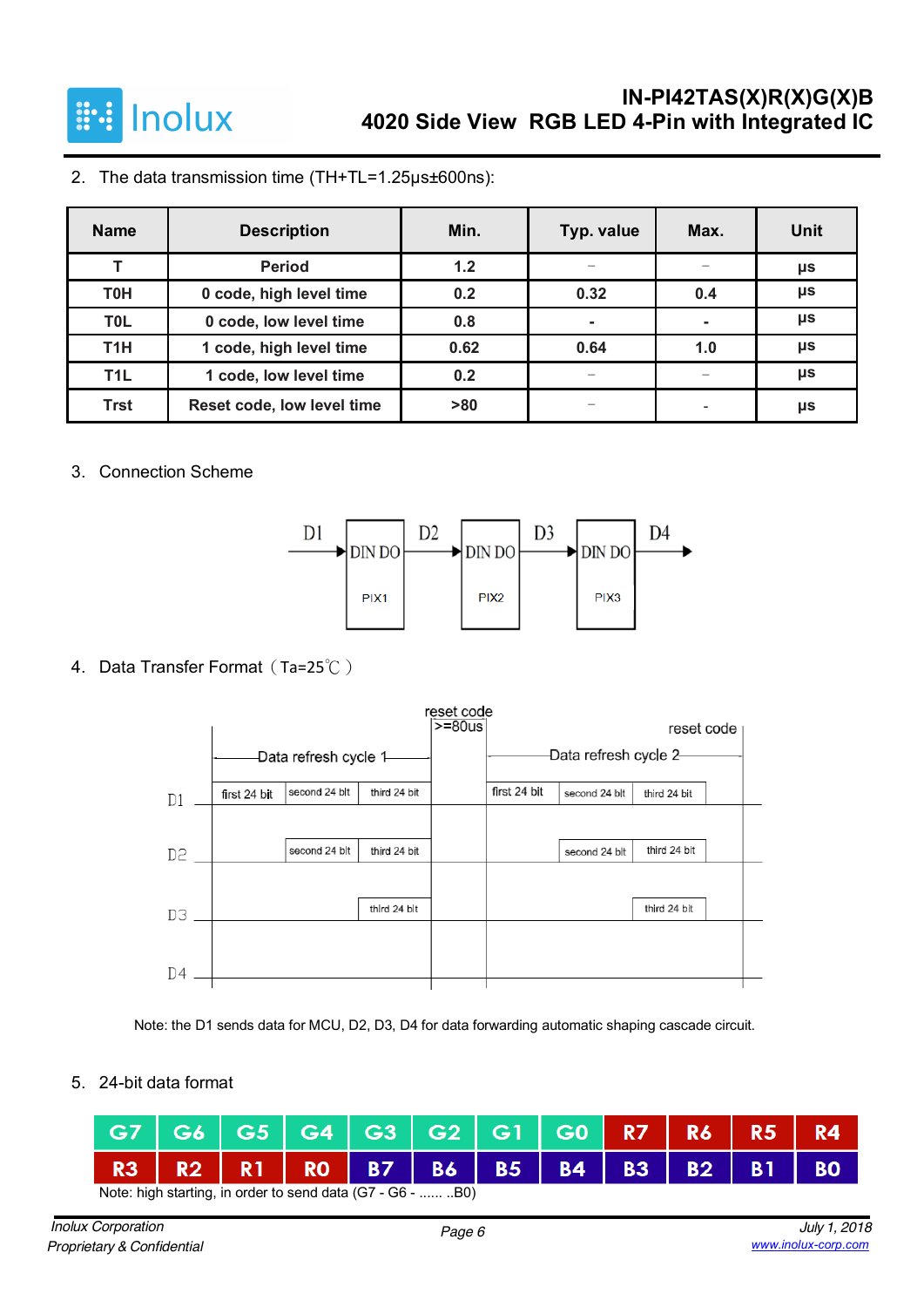2. The data transmission time (TH+TL=1.25μs±600ns):

| Name | Description | Min. | Typ. value | Max. | Unit |
|---|---|---|---|---|---|
| T | Period | 1.2 | – | – | μs |
| T0H | 0 code, high level time | 0.2 | 0.32 | 0.4 | μs |
| T0L | 0 code, low level time | 0.8 | - | - | μs |
| T1H | 1 code, high level time | 0.62 | 0.64 | 1.0 | μs |
| T1L | 1 code, low level time | 0.2 | – | – | μs |
| Trst | Reset code, low level time | >80 | – | - | μs |

3. Connection Scheme

D1 → DIN DO (PIX1) → D2 → DIN DO (PIX2) → D3 → DIN DO (PIX3) → D4

4. Data Transfer Format（Ta=25℃）

| | Data refresh cycle 1 | | | reset code >=80us | Data refresh cycle 2 | | | reset code |
|---|---|---|---|---|---|---|---|---|
| D1 | first 24 bit | second 24 bit | third 24 bit | | first 24 bit | second 24 bit | third 24 bit | |
| D2 | | second 24 bit | third 24 bit | | | second 24 bit | third 24 bit | |
| D3 | | | third 24 bit | | | | third 24 bit | |
| D4 | | | | | | | | |

Note: the D1 sends data for MCU, D2, D3, D4 for data forwarding automatic shaping cascade circuit.

5. 24-bit data format

| G7 | G6 | G5 | G4 | G3 | G2 | G1 | G0 | R7 | R6 | R5 | R4 |
|---|---|---|---|---|---|---|---|---|---|---|---|
| R3 | R2 | R1 | R0 | B7 | B6 | B5 | B4 | B3 | B2 | B1 | B0 |

Note: high starting, in order to send data (G7 - G6 - ...... ..B0)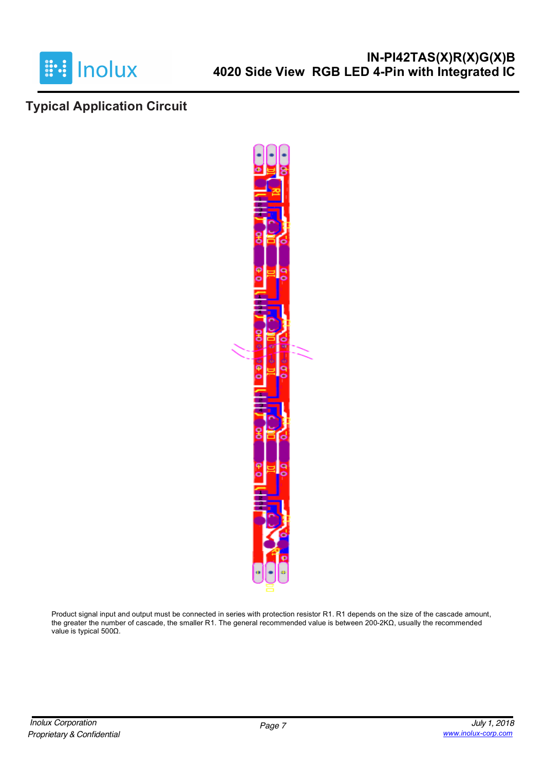## Typical Application Circuit

Product signal input and output must be connected in series with protection resistor R1. R1 depends on the size of the cascade amount, the greater the number of cascade, the smaller R1. The general recommended value is between 200-2KΩ, usually the recommended value is typical 500Ω.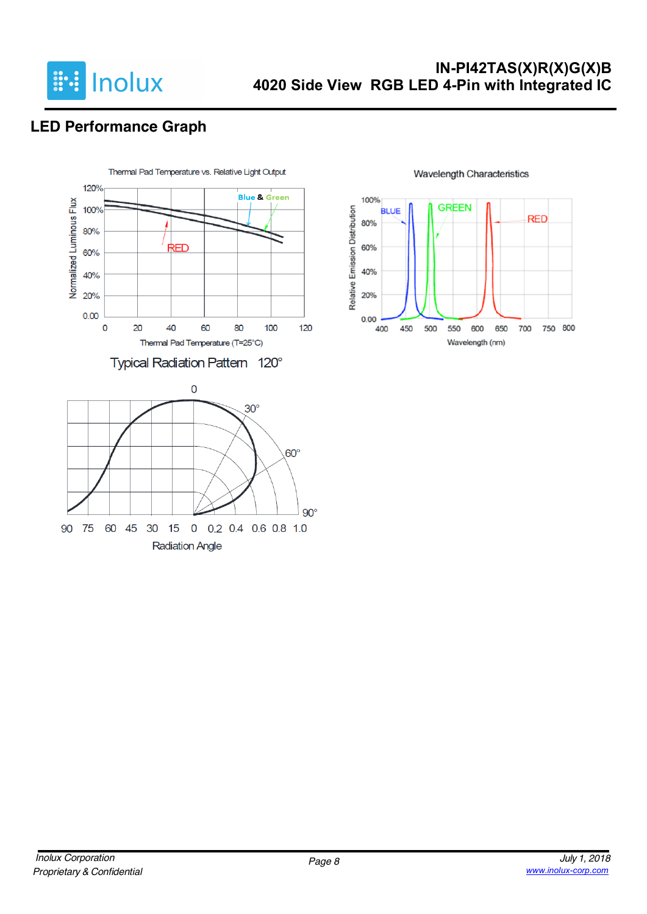## LED Performance Graph

Thermal Pad Temperature vs. Relative Light Output

Wavelength Characteristics

Typical Radiation Pattern 120°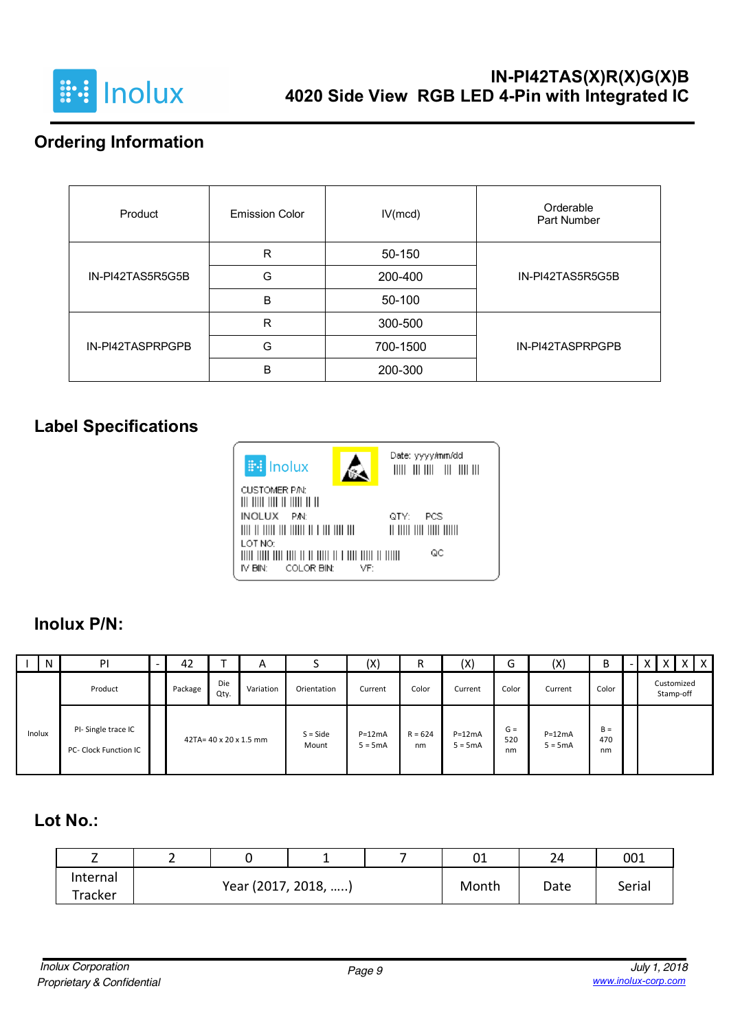## Ordering Information

| Product | Emission Color | IV(mcd) | Orderable Part Number |
|---|---|---|---|
| IN-PI42TAS5R5G5B | R | 50-150 | IN-PI42TAS5R5G5B |
| | G | 200-400 | |
| | B | 50-100 | |
| IN-PI42TASPRPGPB | R | 300-500 | IN-PI42TASPRPGPB |
| | G | 700-1500 | |
| | B | 200-300 | |

## Label Specifications

Inolux

Date: yyyy/mm/dd

CUSTOMER P/N:

INOLUX P/N:

QTY: PCS

LOT NO:

QC

IV BIN: COLOR BIN: VF:

## Inolux P/N:

| I | N | PI | - | 42 | T | A | S | (X) | R | (X) | G | (X) | B | - | X | X | X | X |
|---|---|---|---|---|---|---|---|---|---|---|---|---|---|---|---|---|---|---|
| Inolux | | Product | | Package | Die Qty. | Variation | Orientation | Current | Color | Current | Color | Current | Color | | Customized Stamp-off | | | |
| | | PI- Single trace IC<br>PC- Clock Function IC | | 42TA= 40 x 20 x 1.5 mm | | | S = Side Mount | P=12mA<br>5 = 5mA | R = 624 nm | P=12mA<br>5 = 5mA | G = 520 nm | P=12mA<br>5 = 5mA | B = 470 nm | | | | | |

## Lot No.:

| Z | 2 | 0 | 1 | 7 | 01 | 24 | 001 |
|---|---|---|---|---|---|---|---|
| Internal Tracker | Year (2017, 2018, …..) | | | | Month | Date | Serial |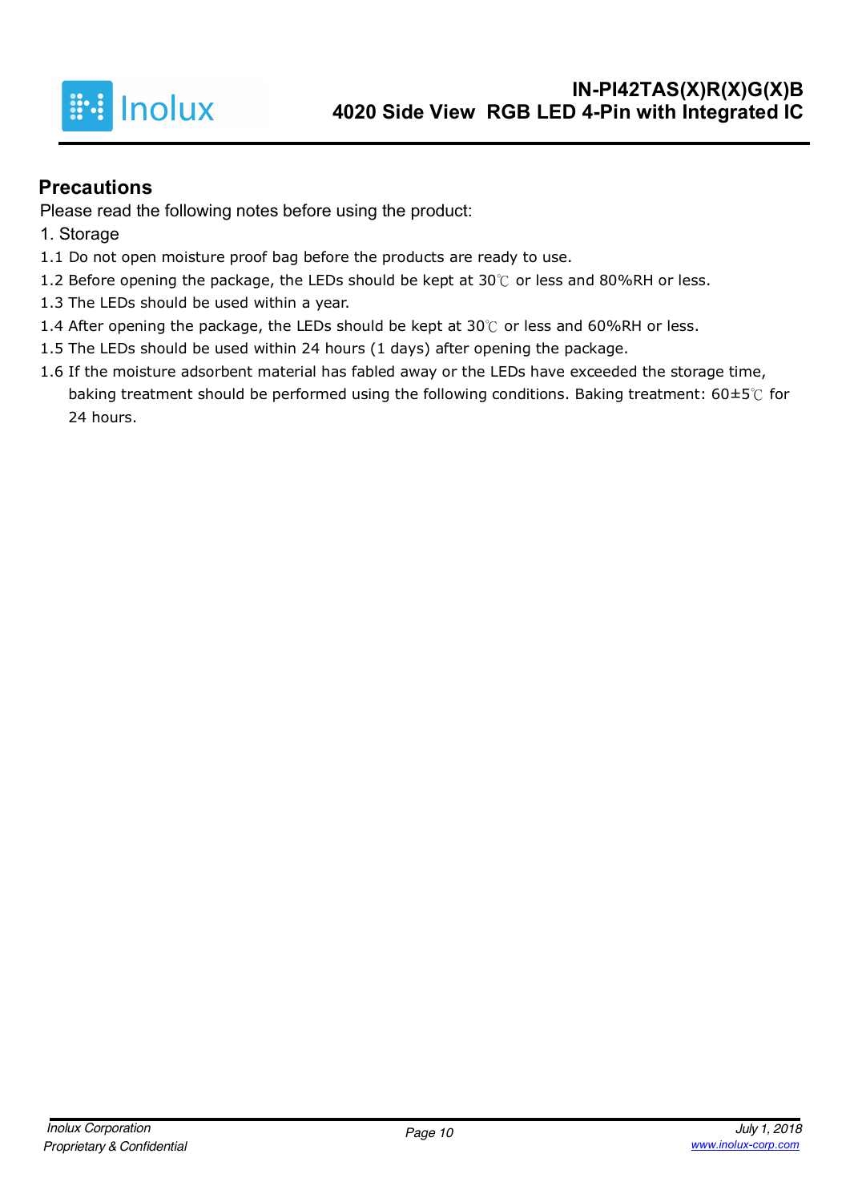## Precautions

Please read the following notes before using the product:

1. Storage

1.1 Do not open moisture proof bag before the products are ready to use.

1.2 Before opening the package, the LEDs should be kept at 30℃ or less and 80%RH or less.

1.3 The LEDs should be used within a year.

1.4 After opening the package, the LEDs should be kept at 30℃ or less and 60%RH or less.

1.5 The LEDs should be used within 24 hours (1 days) after opening the package.

1.6 If the moisture adsorbent material has fabled away or the LEDs have exceeded the storage time, baking treatment should be performed using the following conditions. Baking treatment: 60±5℃ for 24 hours.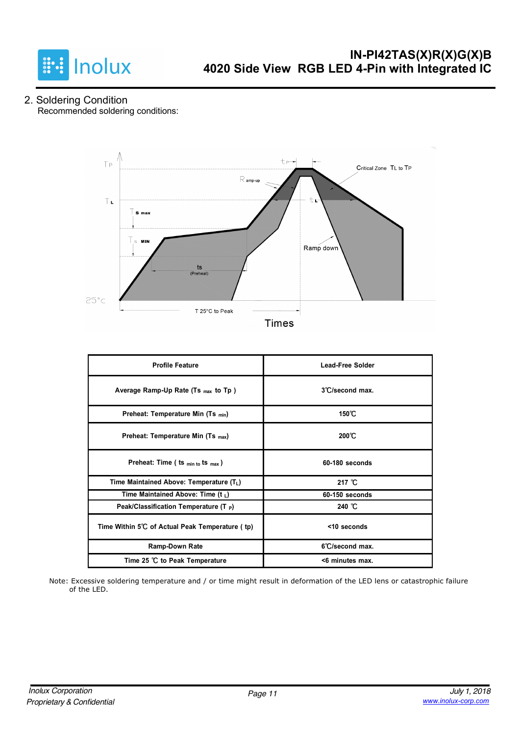## 2. Soldering Condition

Recommended soldering conditions:

| Profile Feature | Lead-Free Solder |
|---|---|
| Average Ramp-Up Rate ($Ts_{max}$ to Tp ) | 3℃/second max. |
| Preheat: Temperature Min ($Ts_{min}$) | 150℃ |
| Preheat: Temperature Min ($Ts_{max}$) | 200℃ |
| Preheat: Time ( $ts_{min\ to}$ $ts_{max}$ ) | 60-180 seconds |
| Time Maintained Above: Temperature ($T_L$) | 217 ℃ |
| Time Maintained Above: Time ($t_L$) | 60-150 seconds |
| Peak/Classification Temperature ($T_P$) | 240 ℃ |
| Time Within 5℃ of Actual Peak Temperature ( tp) | <10 seconds |
| Ramp-Down Rate | 6℃/second max. |
| Time 25 ℃ to Peak Temperature | <6 minutes max. |

Note: Excessive soldering temperature and / or time might result in deformation of the LED lens or catastrophic failure of the LED.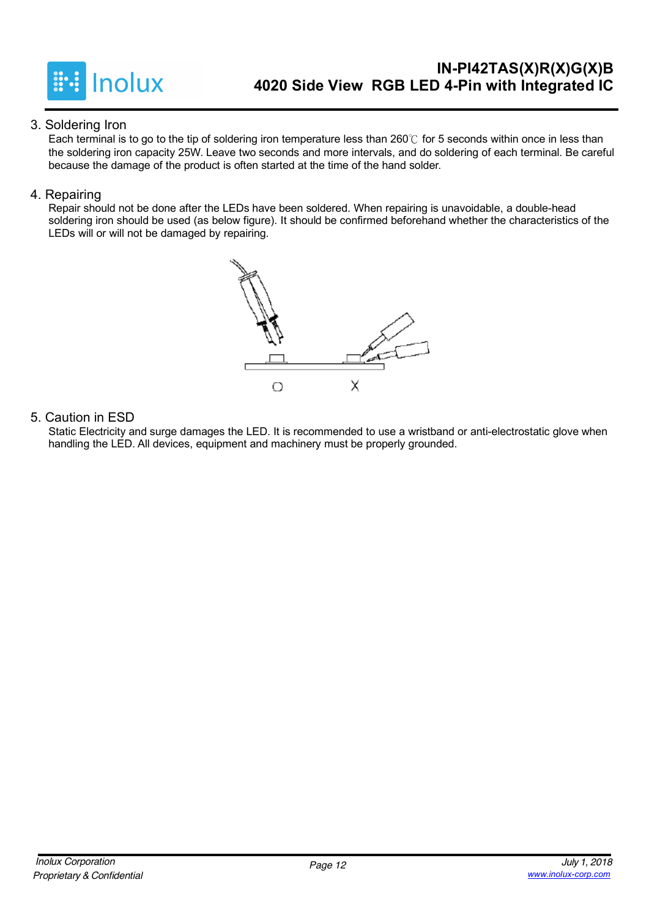### 3. Soldering Iron

Each terminal is to go to the tip of soldering iron temperature less than 260℃ for 5 seconds within once in less than the soldering iron capacity 25W. Leave two seconds and more intervals, and do soldering of each terminal. Be careful because the damage of the product is often started at the time of the hand solder.

### 4. Repairing

Repair should not be done after the LEDs have been soldered. When repairing is unavoidable, a double-head soldering iron should be used (as below figure). It should be confirmed beforehand whether the characteristics of the LEDs will or will not be damaged by repairing.

### 5. Caution in ESD

Static Electricity and surge damages the LED. It is recommended to use a wristband or anti-electrostatic glove when handling the LED. All devices, equipment and machinery must be properly grounded.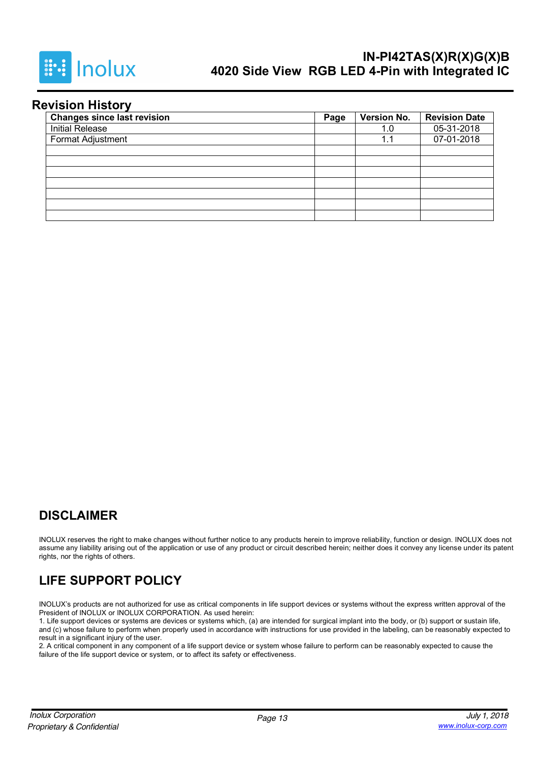## Revision History

| Changes since last revision | Page | Version No. | Revision Date |
|---|---|---|---|
| Initial Release | | 1.0 | 05-31-2018 |
| Format Adjustment | | 1.1 | 07-01-2018 |
| | | | |
| | | | |
| | | | |
| | | | |
| | | | |
| | | | |
| | | | |

## DISCLAIMER

INOLUX reserves the right to make changes without further notice to any products herein to improve reliability, function or design. INOLUX does not assume any liability arising out of the application or use of any product or circuit described herein; neither does it convey any license under its patent rights, nor the rights of others.

## LIFE SUPPORT POLICY

INOLUX's products are not authorized for use as critical components in life support devices or systems without the express written approval of the President of INOLUX or INOLUX CORPORATION. As used herein:

1. Life support devices or systems are devices or systems which, (a) are intended for surgical implant into the body, or (b) support or sustain life, and (c) whose failure to perform when properly used in accordance with instructions for use provided in the labeling, can be reasonably expected to result in a significant injury of the user.
2. A critical component in any component of a life support device or system whose failure to perform can be reasonably expected to cause the failure of the life support device or system, or to affect its safety or effectiveness.